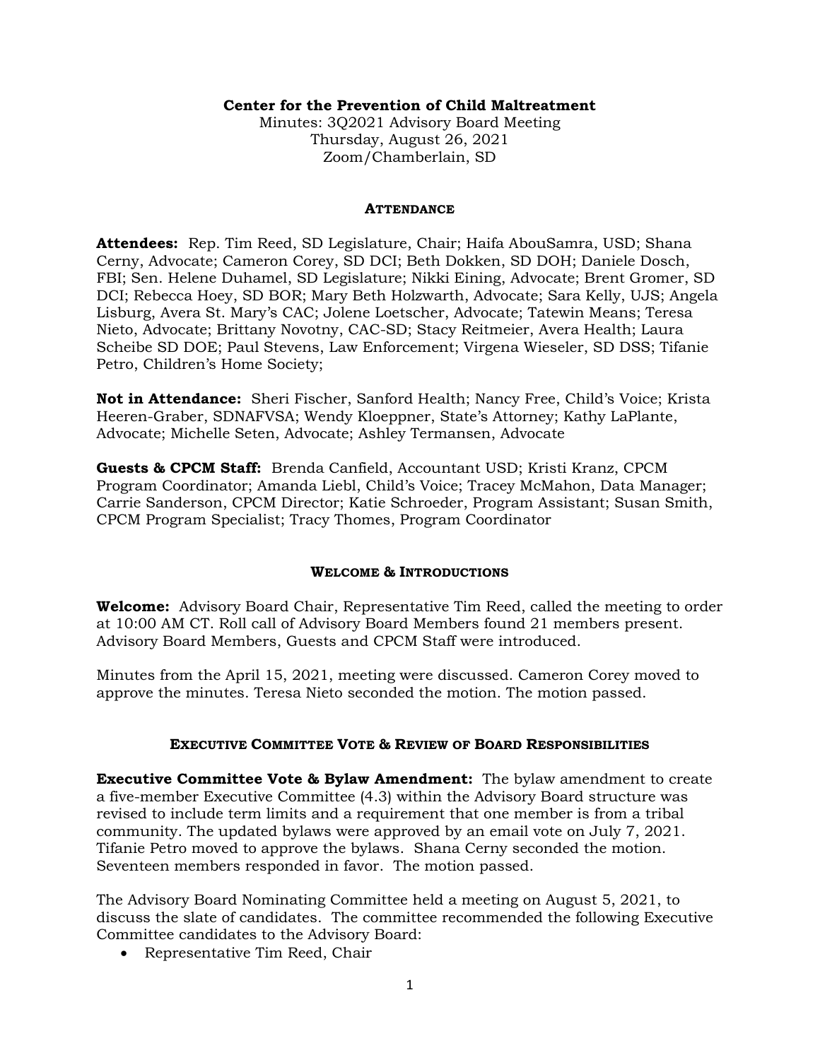**Center for the Prevention of Child Maltreatment**

Minutes: 3Q2021 Advisory Board Meeting
Thursday, August 26, 2021
Zoom/Chamberlain, SD

## Attendance

**Attendees:** Rep. Tim Reed, SD Legislature, Chair; Haifa AbouSamra, USD; Shana Cerny, Advocate; Cameron Corey, SD DCI; Beth Dokken, SD DOH; Daniele Dosch, FBI; Sen. Helene Duhamel, SD Legislature; Nikki Eining, Advocate; Brent Gromer, SD DCI; Rebecca Hoey, SD BOR; Mary Beth Holzwarth, Advocate; Sara Kelly, UJS; Angela Lisburg, Avera St. Mary's CAC; Jolene Loetscher, Advocate; Tatewin Means; Teresa Nieto, Advocate; Brittany Novotny, CAC-SD; Stacy Reitmeier, Avera Health; Laura Scheibe SD DOE; Paul Stevens, Law Enforcement; Virgena Wieseler, SD DSS; Tifanie Petro, Children's Home Society;

**Not in Attendance:** Sheri Fischer, Sanford Health; Nancy Free, Child's Voice; Krista Heeren-Graber, SDNAFVSA; Wendy Kloeppner, State's Attorney; Kathy LaPlante, Advocate; Michelle Seten, Advocate; Ashley Termansen, Advocate

**Guests & CPCM Staff:** Brenda Canfield, Accountant USD; Kristi Kranz, CPCM Program Coordinator; Amanda Liebl, Child's Voice; Tracey McMahon, Data Manager; Carrie Sanderson, CPCM Director; Katie Schroeder, Program Assistant; Susan Smith, CPCM Program Specialist; Tracy Thomes, Program Coordinator

## Welcome & Introductions

**Welcome:** Advisory Board Chair, Representative Tim Reed, called the meeting to order at 10:00 AM CT. Roll call of Advisory Board Members found 21 members present. Advisory Board Members, Guests and CPCM Staff were introduced.

Minutes from the April 15, 2021, meeting were discussed. Cameron Corey moved to approve the minutes. Teresa Nieto seconded the motion. The motion passed.

## Executive Committee Vote & Review of Board Responsibilities

**Executive Committee Vote & Bylaw Amendment:** The bylaw amendment to create a five-member Executive Committee (4.3) within the Advisory Board structure was revised to include term limits and a requirement that one member is from a tribal community. The updated bylaws were approved by an email vote on July 7, 2021. Tifanie Petro moved to approve the bylaws. Shana Cerny seconded the motion. Seventeen members responded in favor. The motion passed.

The Advisory Board Nominating Committee held a meeting on August 5, 2021, to discuss the slate of candidates. The committee recommended the following Executive Committee candidates to the Advisory Board:

- Representative Tim Reed, Chair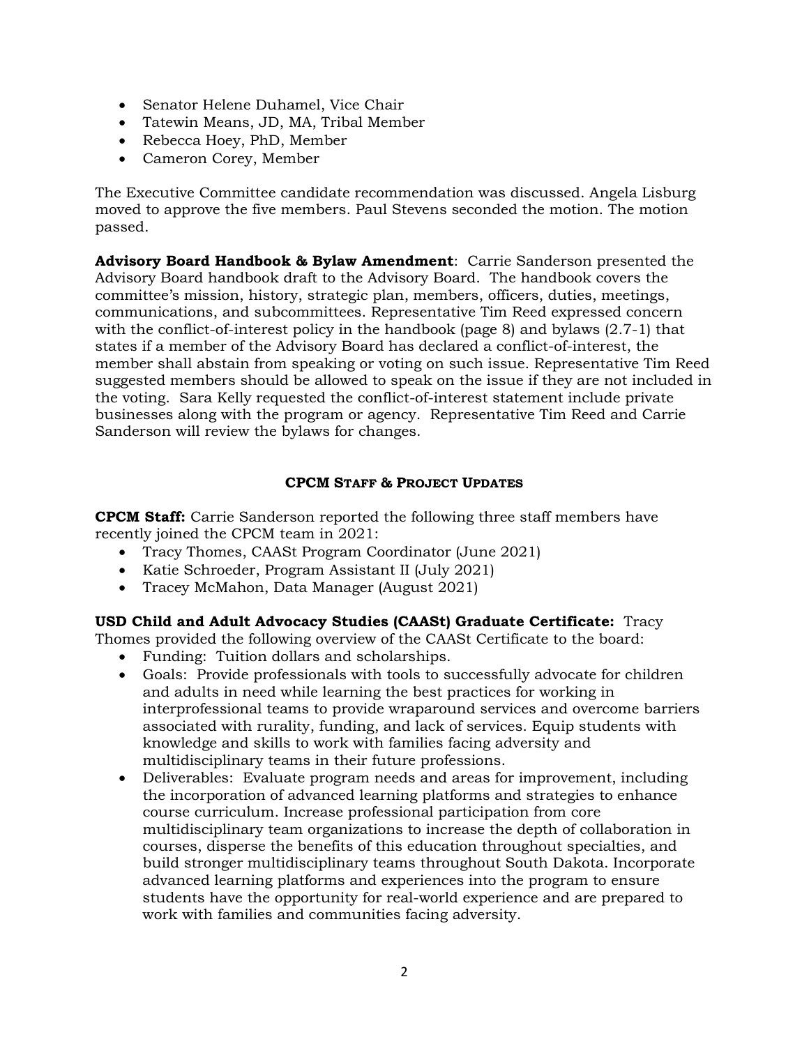- Senator Helene Duhamel, Vice Chair
- Tatewin Means, JD, MA, Tribal Member
- Rebecca Hoey, PhD, Member
- Cameron Corey, Member

The Executive Committee candidate recommendation was discussed. Angela Lisburg moved to approve the five members. Paul Stevens seconded the motion. The motion passed.

**Advisory Board Handbook & Bylaw Amendment**: Carrie Sanderson presented the Advisory Board handbook draft to the Advisory Board. The handbook covers the committee's mission, history, strategic plan, members, officers, duties, meetings, communications, and subcommittees. Representative Tim Reed expressed concern with the conflict-of-interest policy in the handbook (page 8) and bylaws (2.7-1) that states if a member of the Advisory Board has declared a conflict-of-interest, the member shall abstain from speaking or voting on such issue. Representative Tim Reed suggested members should be allowed to speak on the issue if they are not included in the voting. Sara Kelly requested the conflict-of-interest statement include private businesses along with the program or agency. Representative Tim Reed and Carrie Sanderson will review the bylaws for changes.

## CPCM Staff & Project Updates

**CPCM Staff:** Carrie Sanderson reported the following three staff members have recently joined the CPCM team in 2021:

- Tracy Thomes, CAASt Program Coordinator (June 2021)
- Katie Schroeder, Program Assistant II (July 2021)
- Tracey McMahon, Data Manager (August 2021)

**USD Child and Adult Advocacy Studies (CAASt) Graduate Certificate:** Tracy Thomes provided the following overview of the CAASt Certificate to the board:

- Funding: Tuition dollars and scholarships.
- Goals: Provide professionals with tools to successfully advocate for children and adults in need while learning the best practices for working in interprofessional teams to provide wraparound services and overcome barriers associated with rurality, funding, and lack of services. Equip students with knowledge and skills to work with families facing adversity and multidisciplinary teams in their future professions.
- Deliverables: Evaluate program needs and areas for improvement, including the incorporation of advanced learning platforms and strategies to enhance course curriculum. Increase professional participation from core multidisciplinary team organizations to increase the depth of collaboration in courses, disperse the benefits of this education throughout specialties, and build stronger multidisciplinary teams throughout South Dakota. Incorporate advanced learning platforms and experiences into the program to ensure students have the opportunity for real-world experience and are prepared to work with families and communities facing adversity.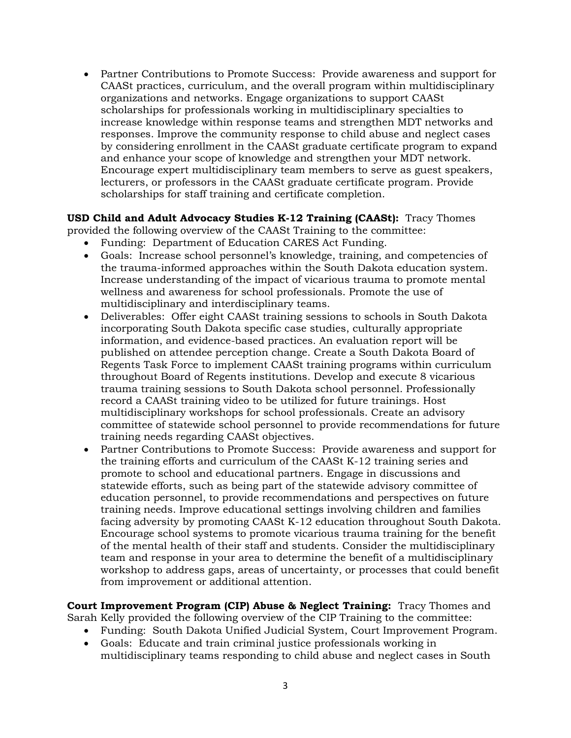- Partner Contributions to Promote Success: Provide awareness and support for CAASt practices, curriculum, and the overall program within multidisciplinary organizations and networks. Engage organizations to support CAASt scholarships for professionals working in multidisciplinary specialties to increase knowledge within response teams and strengthen MDT networks and responses. Improve the community response to child abuse and neglect cases by considering enrollment in the CAASt graduate certificate program to expand and enhance your scope of knowledge and strengthen your MDT network. Encourage expert multidisciplinary team members to serve as guest speakers, lecturers, or professors in the CAASt graduate certificate program. Provide scholarships for staff training and certificate completion.

**USD Child and Adult Advocacy Studies K-12 Training (CAASt):** Tracy Thomes provided the following overview of the CAASt Training to the committee:

- Funding: Department of Education CARES Act Funding.
- Goals: Increase school personnel's knowledge, training, and competencies of the trauma-informed approaches within the South Dakota education system. Increase understanding of the impact of vicarious trauma to promote mental wellness and awareness for school professionals. Promote the use of multidisciplinary and interdisciplinary teams.
- Deliverables: Offer eight CAASt training sessions to schools in South Dakota incorporating South Dakota specific case studies, culturally appropriate information, and evidence-based practices. An evaluation report will be published on attendee perception change. Create a South Dakota Board of Regents Task Force to implement CAASt training programs within curriculum throughout Board of Regents institutions. Develop and execute 8 vicarious trauma training sessions to South Dakota school personnel. Professionally record a CAASt training video to be utilized for future trainings. Host multidisciplinary workshops for school professionals. Create an advisory committee of statewide school personnel to provide recommendations for future training needs regarding CAASt objectives.
- Partner Contributions to Promote Success: Provide awareness and support for the training efforts and curriculum of the CAASt K-12 training series and promote to school and educational partners. Engage in discussions and statewide efforts, such as being part of the statewide advisory committee of education personnel, to provide recommendations and perspectives on future training needs. Improve educational settings involving children and families facing adversity by promoting CAASt K-12 education throughout South Dakota. Encourage school systems to promote vicarious trauma training for the benefit of the mental health of their staff and students. Consider the multidisciplinary team and response in your area to determine the benefit of a multidisciplinary workshop to address gaps, areas of uncertainty, or processes that could benefit from improvement or additional attention.

**Court Improvement Program (CIP) Abuse & Neglect Training:** Tracy Thomes and Sarah Kelly provided the following overview of the CIP Training to the committee:

- Funding: South Dakota Unified Judicial System, Court Improvement Program.
- Goals: Educate and train criminal justice professionals working in multidisciplinary teams responding to child abuse and neglect cases in South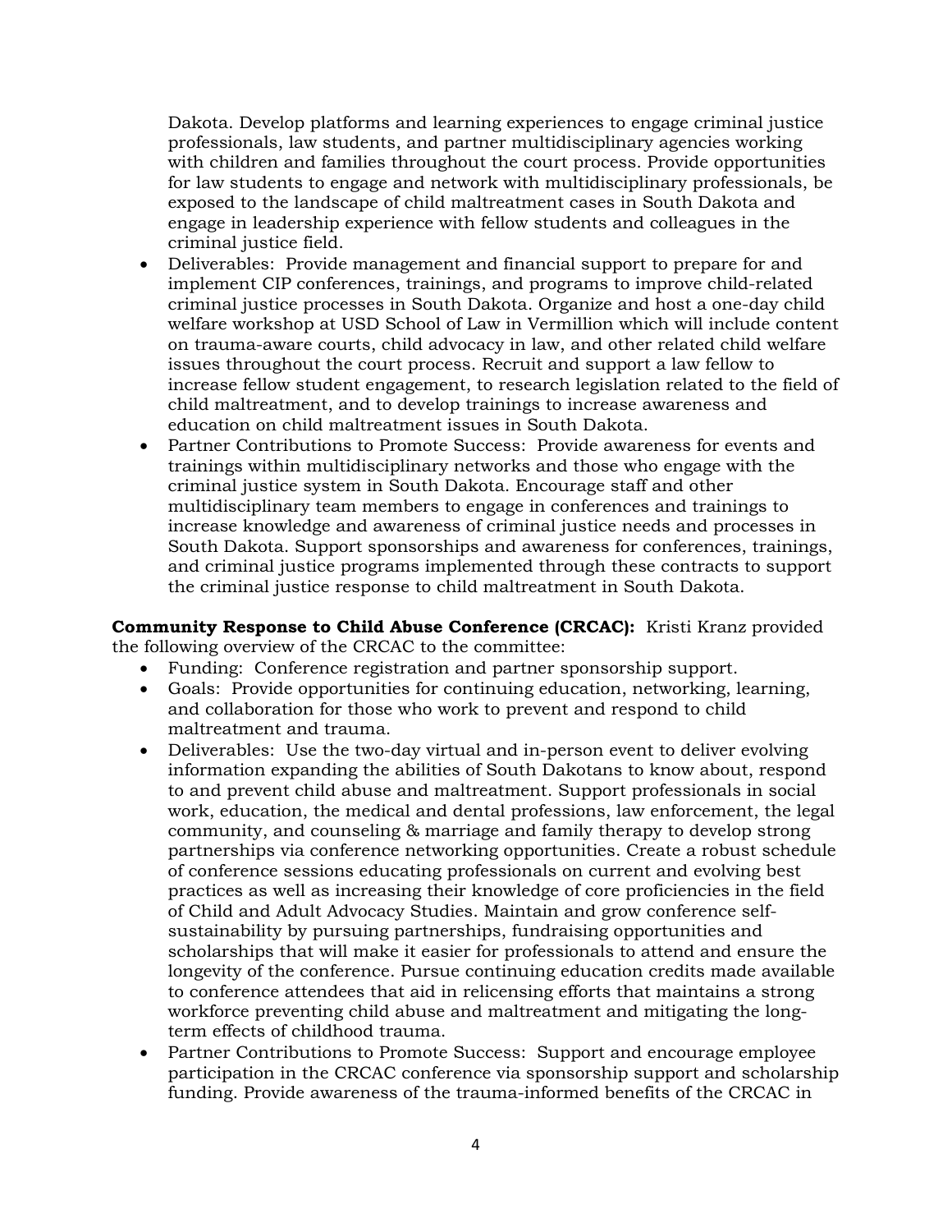Dakota. Develop platforms and learning experiences to engage criminal justice professionals, law students, and partner multidisciplinary agencies working with children and families throughout the court process. Provide opportunities for law students to engage and network with multidisciplinary professionals, be exposed to the landscape of child maltreatment cases in South Dakota and engage in leadership experience with fellow students and colleagues in the criminal justice field.

- Deliverables: Provide management and financial support to prepare for and implement CIP conferences, trainings, and programs to improve child-related criminal justice processes in South Dakota. Organize and host a one-day child welfare workshop at USD School of Law in Vermillion which will include content on trauma-aware courts, child advocacy in law, and other related child welfare issues throughout the court process. Recruit and support a law fellow to increase fellow student engagement, to research legislation related to the field of child maltreatment, and to develop trainings to increase awareness and education on child maltreatment issues in South Dakota.
- Partner Contributions to Promote Success: Provide awareness for events and trainings within multidisciplinary networks and those who engage with the criminal justice system in South Dakota. Encourage staff and other multidisciplinary team members to engage in conferences and trainings to increase knowledge and awareness of criminal justice needs and processes in South Dakota. Support sponsorships and awareness for conferences, trainings, and criminal justice programs implemented through these contracts to support the criminal justice response to child maltreatment in South Dakota.

**Community Response to Child Abuse Conference (CRCAC):** Kristi Kranz provided the following overview of the CRCAC to the committee:

- Funding: Conference registration and partner sponsorship support.
- Goals: Provide opportunities for continuing education, networking, learning, and collaboration for those who work to prevent and respond to child maltreatment and trauma.
- Deliverables: Use the two-day virtual and in-person event to deliver evolving information expanding the abilities of South Dakotans to know about, respond to and prevent child abuse and maltreatment. Support professionals in social work, education, the medical and dental professions, law enforcement, the legal community, and counseling & marriage and family therapy to develop strong partnerships via conference networking opportunities. Create a robust schedule of conference sessions educating professionals on current and evolving best practices as well as increasing their knowledge of core proficiencies in the field of Child and Adult Advocacy Studies. Maintain and grow conference self-sustainability by pursuing partnerships, fundraising opportunities and scholarships that will make it easier for professionals to attend and ensure the longevity of the conference. Pursue continuing education credits made available to conference attendees that aid in relicensing efforts that maintains a strong workforce preventing child abuse and maltreatment and mitigating the long-term effects of childhood trauma.
- Partner Contributions to Promote Success: Support and encourage employee participation in the CRCAC conference via sponsorship support and scholarship funding. Provide awareness of the trauma-informed benefits of the CRCAC in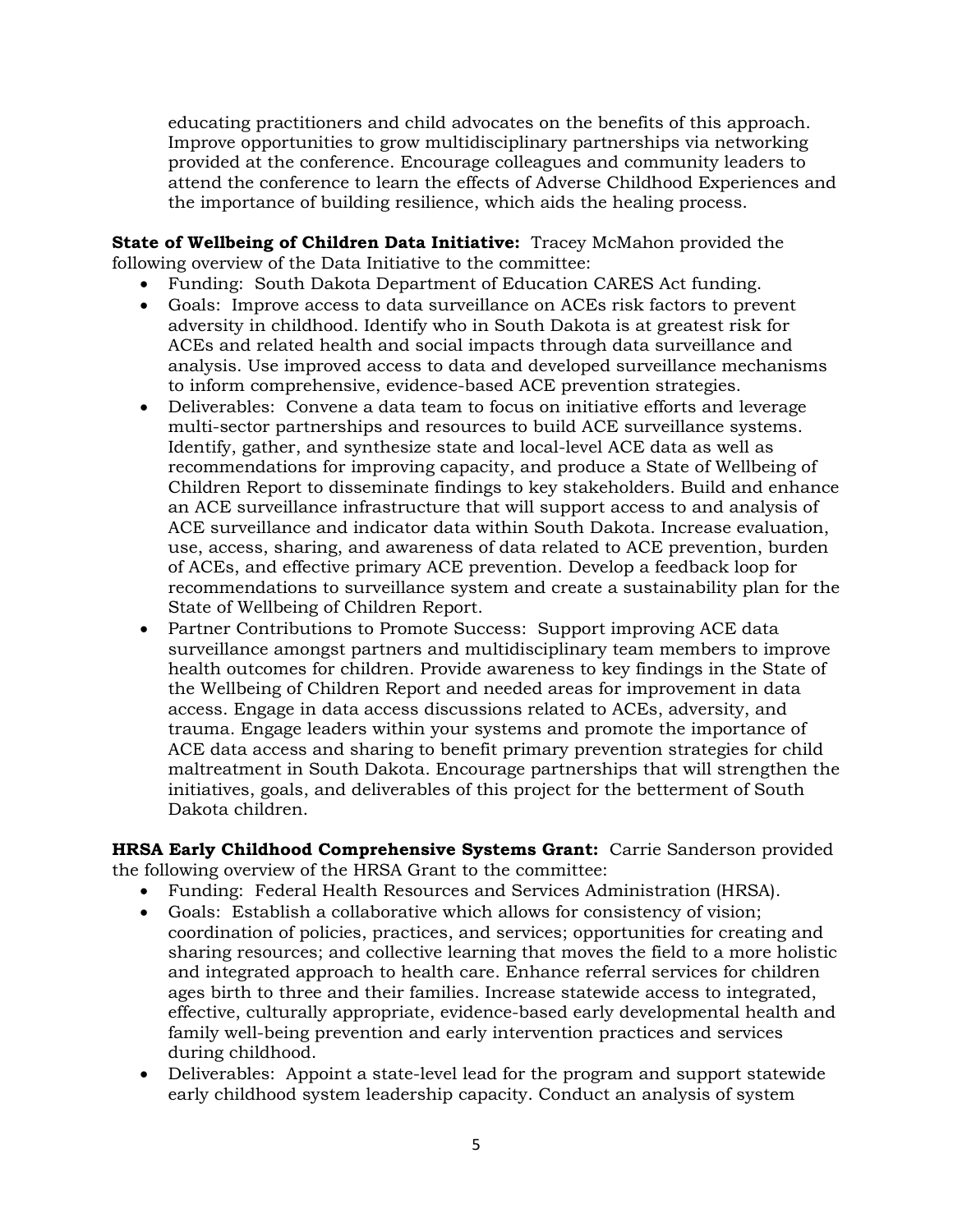educating practitioners and child advocates on the benefits of this approach. Improve opportunities to grow multidisciplinary partnerships via networking provided at the conference. Encourage colleagues and community leaders to attend the conference to learn the effects of Adverse Childhood Experiences and the importance of building resilience, which aids the healing process.

**State of Wellbeing of Children Data Initiative:** Tracey McMahon provided the following overview of the Data Initiative to the committee:

- Funding: South Dakota Department of Education CARES Act funding.
- Goals: Improve access to data surveillance on ACEs risk factors to prevent adversity in childhood. Identify who in South Dakota is at greatest risk for ACEs and related health and social impacts through data surveillance and analysis. Use improved access to data and developed surveillance mechanisms to inform comprehensive, evidence-based ACE prevention strategies.
- Deliverables: Convene a data team to focus on initiative efforts and leverage multi-sector partnerships and resources to build ACE surveillance systems. Identify, gather, and synthesize state and local-level ACE data as well as recommendations for improving capacity, and produce a State of Wellbeing of Children Report to disseminate findings to key stakeholders. Build and enhance an ACE surveillance infrastructure that will support access to and analysis of ACE surveillance and indicator data within South Dakota. Increase evaluation, use, access, sharing, and awareness of data related to ACE prevention, burden of ACEs, and effective primary ACE prevention. Develop a feedback loop for recommendations to surveillance system and create a sustainability plan for the State of Wellbeing of Children Report.
- Partner Contributions to Promote Success: Support improving ACE data surveillance amongst partners and multidisciplinary team members to improve health outcomes for children. Provide awareness to key findings in the State of the Wellbeing of Children Report and needed areas for improvement in data access. Engage in data access discussions related to ACEs, adversity, and trauma. Engage leaders within your systems and promote the importance of ACE data access and sharing to benefit primary prevention strategies for child maltreatment in South Dakota. Encourage partnerships that will strengthen the initiatives, goals, and deliverables of this project for the betterment of South Dakota children.

**HRSA Early Childhood Comprehensive Systems Grant:** Carrie Sanderson provided the following overview of the HRSA Grant to the committee:

- Funding: Federal Health Resources and Services Administration (HRSA).
- Goals: Establish a collaborative which allows for consistency of vision; coordination of policies, practices, and services; opportunities for creating and sharing resources; and collective learning that moves the field to a more holistic and integrated approach to health care. Enhance referral services for children ages birth to three and their families. Increase statewide access to integrated, effective, culturally appropriate, evidence-based early developmental health and family well-being prevention and early intervention practices and services during childhood.
- Deliverables: Appoint a state-level lead for the program and support statewide early childhood system leadership capacity. Conduct an analysis of system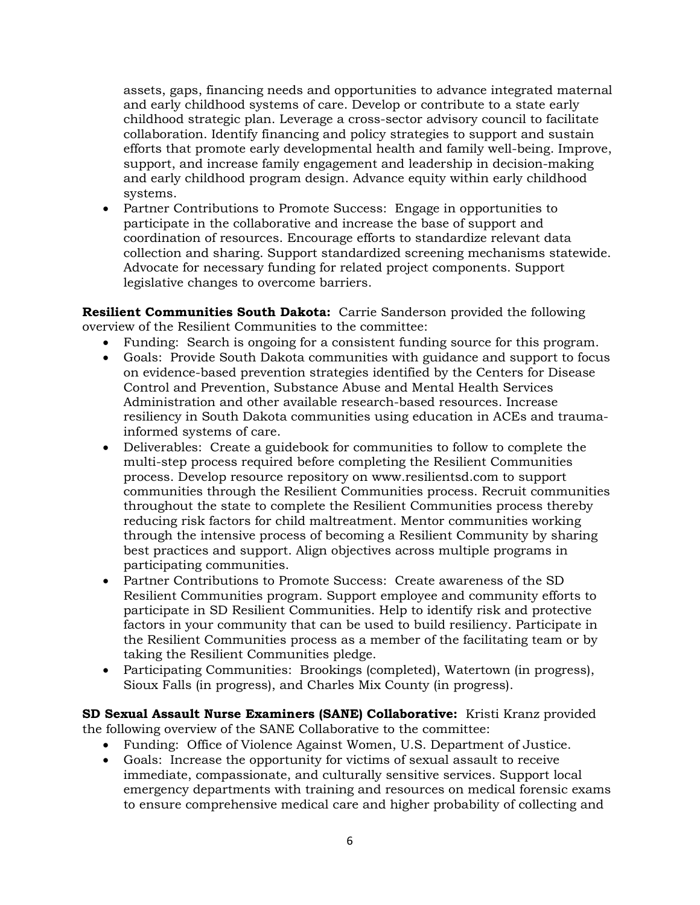assets, gaps, financing needs and opportunities to advance integrated maternal and early childhood systems of care. Develop or contribute to a state early childhood strategic plan. Leverage a cross-sector advisory council to facilitate collaboration. Identify financing and policy strategies to support and sustain efforts that promote early developmental health and family well-being. Improve, support, and increase family engagement and leadership in decision-making and early childhood program design. Advance equity within early childhood systems.
- Partner Contributions to Promote Success: Engage in opportunities to participate in the collaborative and increase the base of support and coordination of resources. Encourage efforts to standardize relevant data collection and sharing. Support standardized screening mechanisms statewide. Advocate for necessary funding for related project components. Support legislative changes to overcome barriers.

**Resilient Communities South Dakota:** Carrie Sanderson provided the following overview of the Resilient Communities to the committee:

- Funding: Search is ongoing for a consistent funding source for this program.
- Goals: Provide South Dakota communities with guidance and support to focus on evidence-based prevention strategies identified by the Centers for Disease Control and Prevention, Substance Abuse and Mental Health Services Administration and other available research-based resources. Increase resiliency in South Dakota communities using education in ACEs and trauma-informed systems of care.
- Deliverables: Create a guidebook for communities to follow to complete the multi-step process required before completing the Resilient Communities process. Develop resource repository on www.resilientsd.com to support communities through the Resilient Communities process. Recruit communities throughout the state to complete the Resilient Communities process thereby reducing risk factors for child maltreatment. Mentor communities working through the intensive process of becoming a Resilient Community by sharing best practices and support. Align objectives across multiple programs in participating communities.
- Partner Contributions to Promote Success: Create awareness of the SD Resilient Communities program. Support employee and community efforts to participate in SD Resilient Communities. Help to identify risk and protective factors in your community that can be used to build resiliency. Participate in the Resilient Communities process as a member of the facilitating team or by taking the Resilient Communities pledge.
- Participating Communities: Brookings (completed), Watertown (in progress), Sioux Falls (in progress), and Charles Mix County (in progress).

**SD Sexual Assault Nurse Examiners (SANE) Collaborative:** Kristi Kranz provided the following overview of the SANE Collaborative to the committee:

- Funding: Office of Violence Against Women, U.S. Department of Justice.
- Goals: Increase the opportunity for victims of sexual assault to receive immediate, compassionate, and culturally sensitive services. Support local emergency departments with training and resources on medical forensic exams to ensure comprehensive medical care and higher probability of collecting and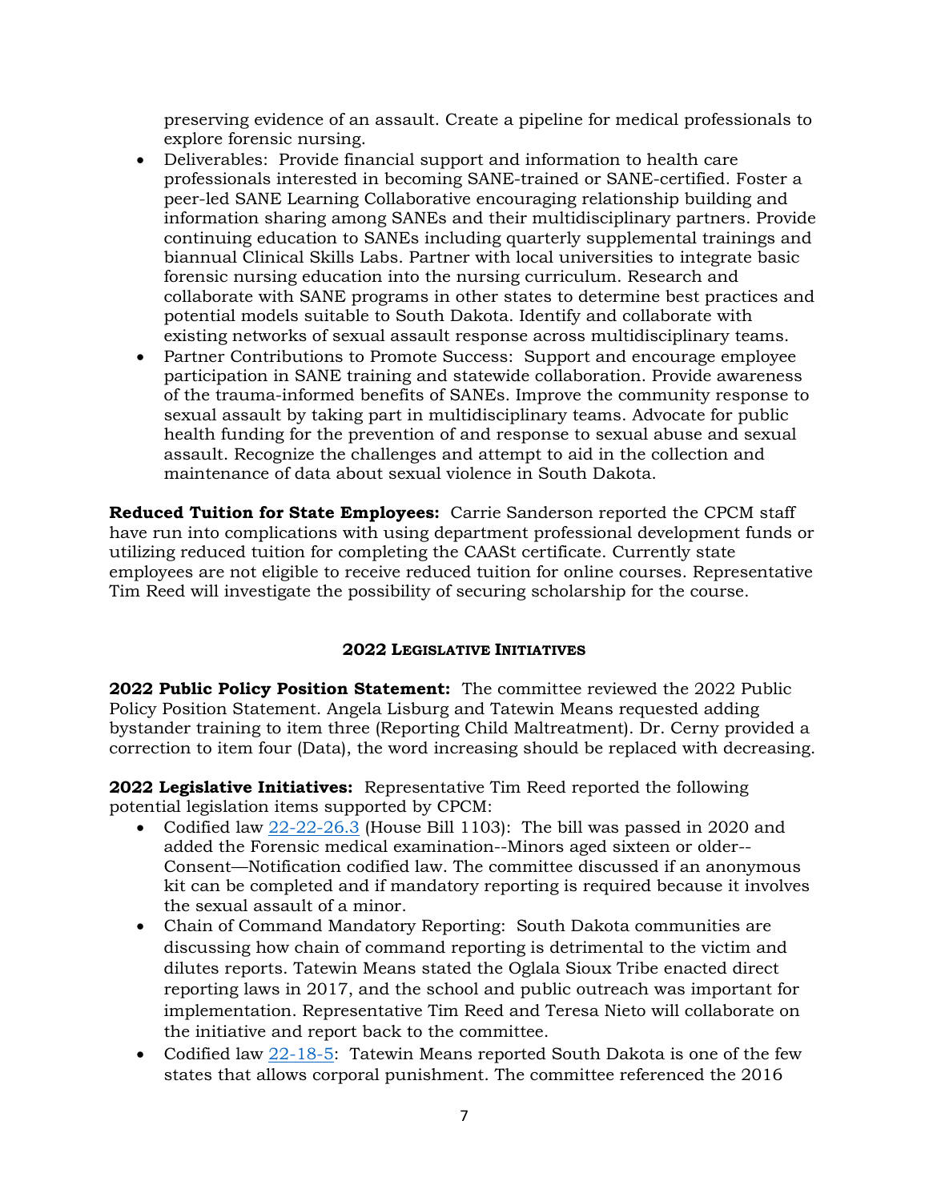preserving evidence of an assault. Create a pipeline for medical professionals to explore forensic nursing.

- Deliverables: Provide financial support and information to health care professionals interested in becoming SANE-trained or SANE-certified. Foster a peer-led SANE Learning Collaborative encouraging relationship building and information sharing among SANEs and their multidisciplinary partners. Provide continuing education to SANEs including quarterly supplemental trainings and biannual Clinical Skills Labs. Partner with local universities to integrate basic forensic nursing education into the nursing curriculum. Research and collaborate with SANE programs in other states to determine best practices and potential models suitable to South Dakota. Identify and collaborate with existing networks of sexual assault response across multidisciplinary teams.
- Partner Contributions to Promote Success: Support and encourage employee participation in SANE training and statewide collaboration. Provide awareness of the trauma-informed benefits of SANEs. Improve the community response to sexual assault by taking part in multidisciplinary teams. Advocate for public health funding for the prevention of and response to sexual abuse and sexual assault. Recognize the challenges and attempt to aid in the collection and maintenance of data about sexual violence in South Dakota.

**Reduced Tuition for State Employees:** Carrie Sanderson reported the CPCM staff have run into complications with using department professional development funds or utilizing reduced tuition for completing the CAASt certificate. Currently state employees are not eligible to receive reduced tuition for online courses. Representative Tim Reed will investigate the possibility of securing scholarship for the course.

## 2022 Legislative Initiatives

**2022 Public Policy Position Statement:** The committee reviewed the 2022 Public Policy Position Statement. Angela Lisburg and Tatewin Means requested adding bystander training to item three (Reporting Child Maltreatment). Dr. Cerny provided a correction to item four (Data), the word increasing should be replaced with decreasing.

**2022 Legislative Initiatives:** Representative Tim Reed reported the following potential legislation items supported by CPCM:

- Codified law [22-22-26.3]() (House Bill 1103): The bill was passed in 2020 and added the Forensic medical examination--Minors aged sixteen or older--Consent—Notification codified law. The committee discussed if an anonymous kit can be completed and if mandatory reporting is required because it involves the sexual assault of a minor.
- Chain of Command Mandatory Reporting: South Dakota communities are discussing how chain of command reporting is detrimental to the victim and dilutes reports. Tatewin Means stated the Oglala Sioux Tribe enacted direct reporting laws in 2017, and the school and public outreach was important for implementation. Representative Tim Reed and Teresa Nieto will collaborate on the initiative and report back to the committee.
- Codified law [22-18-5](): Tatewin Means reported South Dakota is one of the few states that allows corporal punishment. The committee referenced the 2016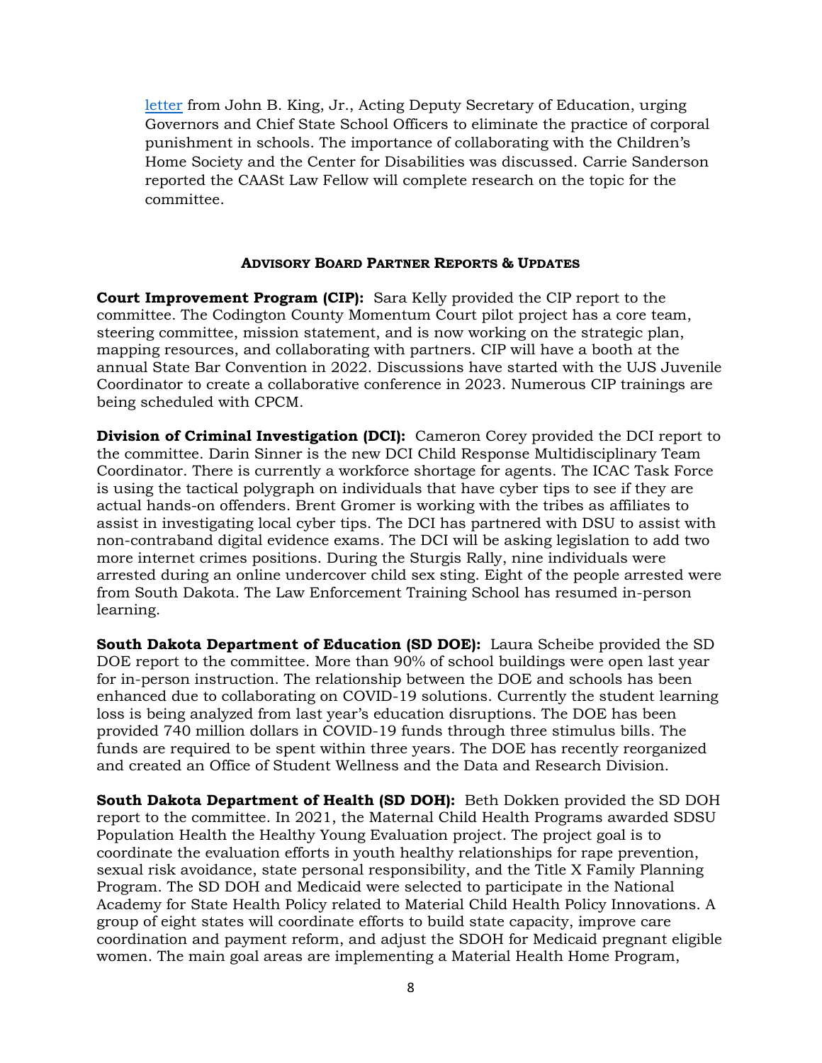letter from John B. King, Jr., Acting Deputy Secretary of Education, urging Governors and Chief State School Officers to eliminate the practice of corporal punishment in schools. The importance of collaborating with the Children's Home Society and the Center for Disabilities was discussed. Carrie Sanderson reported the CAASt Law Fellow will complete research on the topic for the committee.

## ADVISORY BOARD PARTNER REPORTS & UPDATES

**Court Improvement Program (CIP):** Sara Kelly provided the CIP report to the committee. The Codington County Momentum Court pilot project has a core team, steering committee, mission statement, and is now working on the strategic plan, mapping resources, and collaborating with partners. CIP will have a booth at the annual State Bar Convention in 2022. Discussions have started with the UJS Juvenile Coordinator to create a collaborative conference in 2023. Numerous CIP trainings are being scheduled with CPCM.

**Division of Criminal Investigation (DCI):** Cameron Corey provided the DCI report to the committee. Darin Sinner is the new DCI Child Response Multidisciplinary Team Coordinator. There is currently a workforce shortage for agents. The ICAC Task Force is using the tactical polygraph on individuals that have cyber tips to see if they are actual hands-on offenders. Brent Gromer is working with the tribes as affiliates to assist in investigating local cyber tips. The DCI has partnered with DSU to assist with non-contraband digital evidence exams. The DCI will be asking legislation to add two more internet crimes positions. During the Sturgis Rally, nine individuals were arrested during an online undercover child sex sting. Eight of the people arrested were from South Dakota. The Law Enforcement Training School has resumed in-person learning.

**South Dakota Department of Education (SD DOE):** Laura Scheibe provided the SD DOE report to the committee. More than 90% of school buildings were open last year for in-person instruction. The relationship between the DOE and schools has been enhanced due to collaborating on COVID-19 solutions. Currently the student learning loss is being analyzed from last year's education disruptions. The DOE has been provided 740 million dollars in COVID-19 funds through three stimulus bills. The funds are required to be spent within three years. The DOE has recently reorganized and created an Office of Student Wellness and the Data and Research Division.

**South Dakota Department of Health (SD DOH):** Beth Dokken provided the SD DOH report to the committee. In 2021, the Maternal Child Health Programs awarded SDSU Population Health the Healthy Young Evaluation project. The project goal is to coordinate the evaluation efforts in youth healthy relationships for rape prevention, sexual risk avoidance, state personal responsibility, and the Title X Family Planning Program. The SD DOH and Medicaid were selected to participate in the National Academy for State Health Policy related to Material Child Health Policy Innovations. A group of eight states will coordinate efforts to build state capacity, improve care coordination and payment reform, and adjust the SDOH for Medicaid pregnant eligible women. The main goal areas are implementing a Material Health Home Program,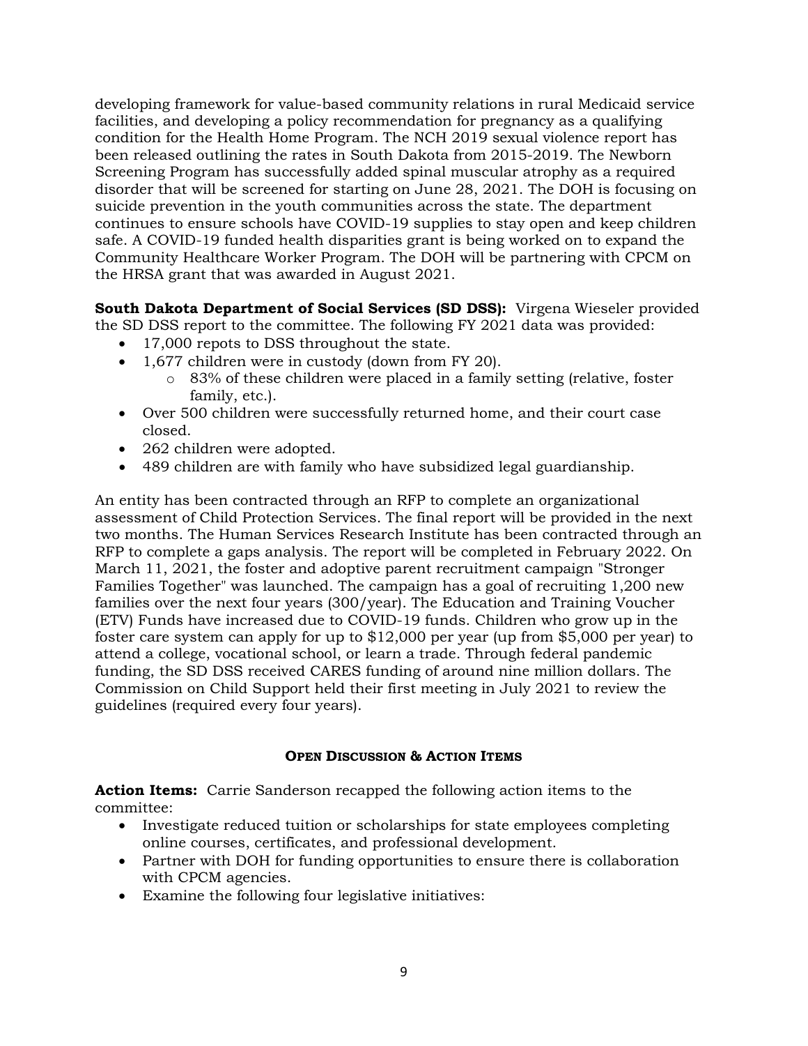developing framework for value-based community relations in rural Medicaid service facilities, and developing a policy recommendation for pregnancy as a qualifying condition for the Health Home Program. The NCH 2019 sexual violence report has been released outlining the rates in South Dakota from 2015-2019. The Newborn Screening Program has successfully added spinal muscular atrophy as a required disorder that will be screened for starting on June 28, 2021. The DOH is focusing on suicide prevention in the youth communities across the state. The department continues to ensure schools have COVID-19 supplies to stay open and keep children safe. A COVID-19 funded health disparities grant is being worked on to expand the Community Healthcare Worker Program. The DOH will be partnering with CPCM on the HRSA grant that was awarded in August 2021.

**South Dakota Department of Social Services (SD DSS):** Virgena Wieseler provided the SD DSS report to the committee. The following FY 2021 data was provided:

- 17,000 repots to DSS throughout the state.
- 1,677 children were in custody (down from FY 20).
  - 83% of these children were placed in a family setting (relative, foster family, etc.).
- Over 500 children were successfully returned home, and their court case closed.
- 262 children were adopted.
- 489 children are with family who have subsidized legal guardianship.

An entity has been contracted through an RFP to complete an organizational assessment of Child Protection Services. The final report will be provided in the next two months. The Human Services Research Institute has been contracted through an RFP to complete a gaps analysis. The report will be completed in February 2022. On March 11, 2021, the foster and adoptive parent recruitment campaign "Stronger Families Together" was launched. The campaign has a goal of recruiting 1,200 new families over the next four years (300/year). The Education and Training Voucher (ETV) Funds have increased due to COVID-19 funds. Children who grow up in the foster care system can apply for up to $12,000 per year (up from $5,000 per year) to attend a college, vocational school, or learn a trade. Through federal pandemic funding, the SD DSS received CARES funding of around nine million dollars. The Commission on Child Support held their first meeting in July 2021 to review the guidelines (required every four years).

## Open Discussion & Action Items

**Action Items:** Carrie Sanderson recapped the following action items to the committee:

- Investigate reduced tuition or scholarships for state employees completing online courses, certificates, and professional development.
- Partner with DOH for funding opportunities to ensure there is collaboration with CPCM agencies.
- Examine the following four legislative initiatives: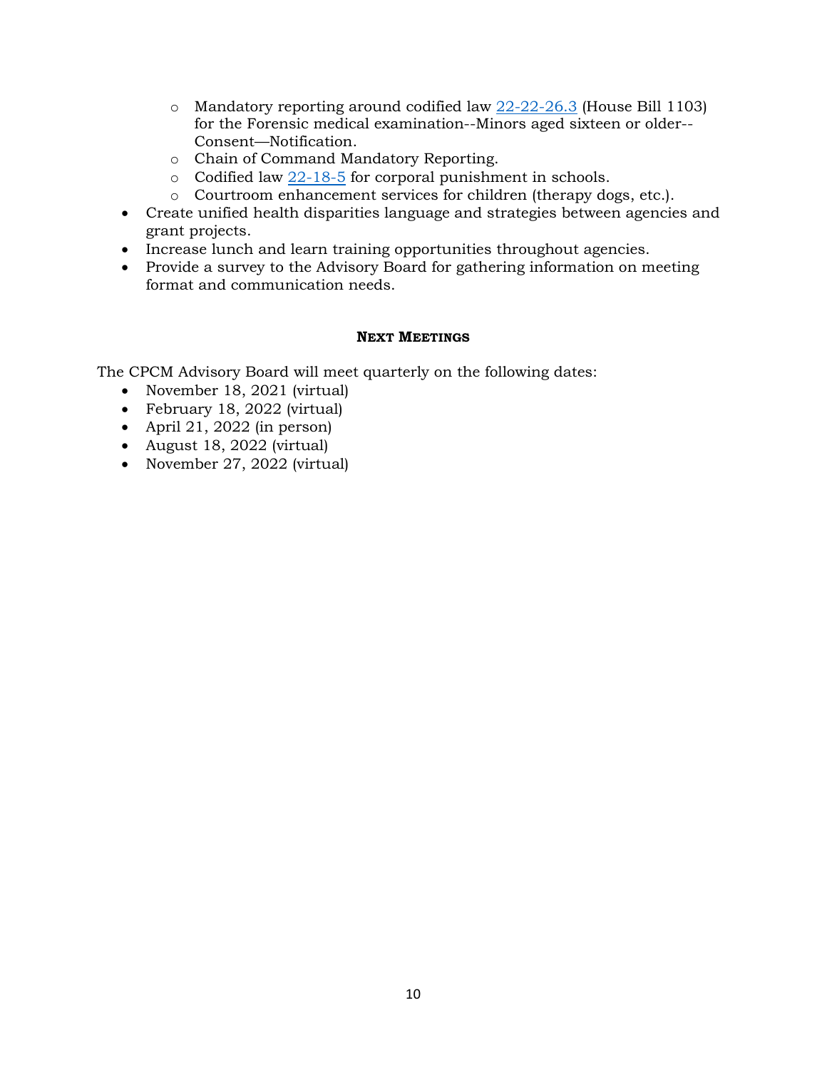- Mandatory reporting around codified law [22-22-26.3](#) (House Bill 1103) for the Forensic medical examination--Minors aged sixteen or older--Consent—Notification.
    - Chain of Command Mandatory Reporting.
    - Codified law [22-18-5](#) for corporal punishment in schools.
    - Courtroom enhancement services for children (therapy dogs, etc.).
- Create unified health disparities language and strategies between agencies and grant projects.
- Increase lunch and learn training opportunities throughout agencies.
- Provide a survey to the Advisory Board for gathering information on meeting format and communication needs.

## Next Meetings

The CPCM Advisory Board will meet quarterly on the following dates:

- November 18, 2021 (virtual)
- February 18, 2022 (virtual)
- April 21, 2022 (in person)
- August 18, 2022 (virtual)
- November 27, 2022 (virtual)